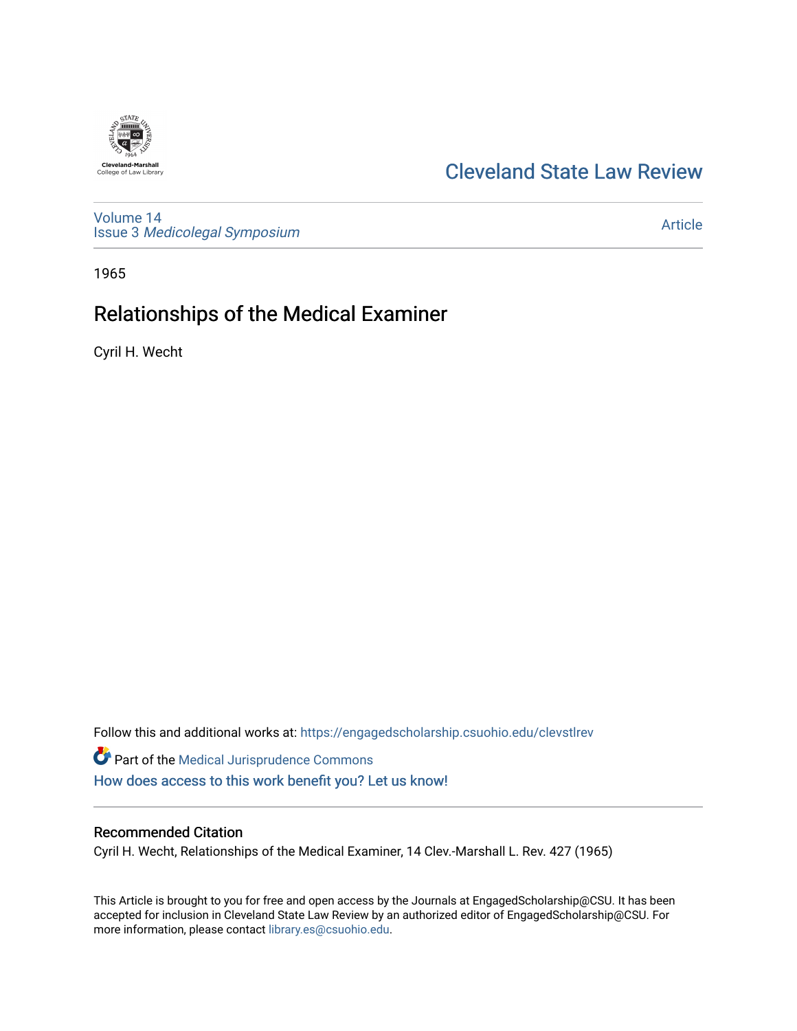Cleveland State Law Review

Volume 14
Issue 3 *Medicolegal Symposium*

Article

1965

# Relationships of the Medical Examiner

Cyril H. Wecht

Follow this and additional works at: https://engagedscholarship.csuohio.edu/clevstlrev

Part of the Medical Jurisprudence Commons

How does access to this work benefit you? Let us know!

## Recommended Citation

Cyril H. Wecht, Relationships of the Medical Examiner, 14 Clev.-Marshall L. Rev. 427 (1965)

This Article is brought to you for free and open access by the Journals at EngagedScholarship@CSU. It has been accepted for inclusion in Cleveland State Law Review by an authorized editor of EngagedScholarship@CSU. For more information, please contact library.es@csuohio.edu.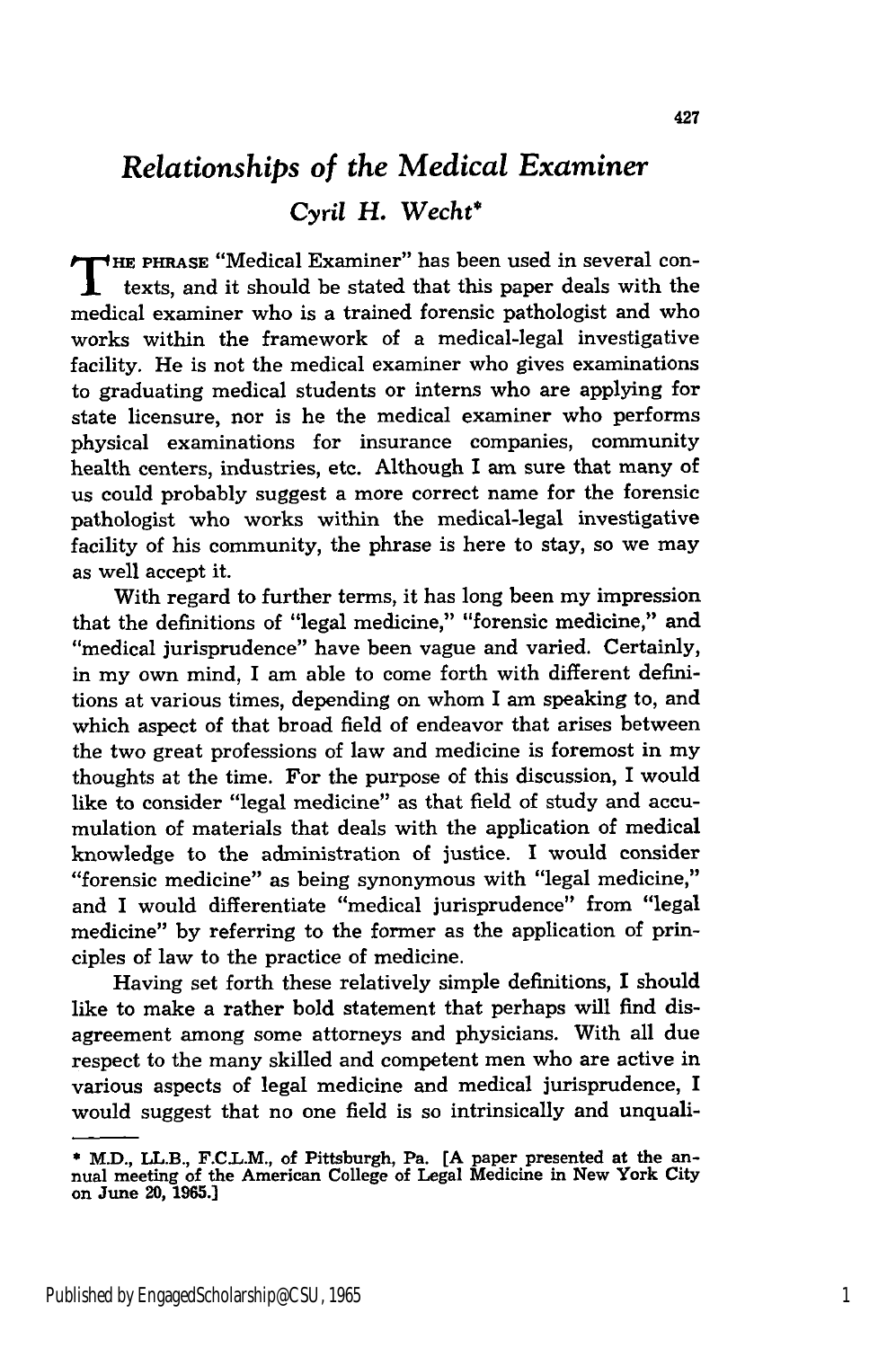# *Relationships of the Medical Examiner*

*Cyril H. Wecht**

THE PHRASE "Medical Examiner" has been used in several contexts, and it should be stated that this paper deals with the medical examiner who is a trained forensic pathologist and who works within the framework of a medical-legal investigative facility. He is not the medical examiner who gives examinations to graduating medical students or interns who are applying for state licensure, nor is he the medical examiner who performs physical examinations for insurance companies, community health centers, industries, etc. Although I am sure that many of us could probably suggest a more correct name for the forensic pathologist who works within the medical-legal investigative facility of his community, the phrase is here to stay, so we may as well accept it.

With regard to further terms, it has long been my impression that the definitions of "legal medicine," "forensic medicine," and "medical jurisprudence" have been vague and varied. Certainly, in my own mind, I am able to come forth with different definitions at various times, depending on whom I am speaking to, and which aspect of that broad field of endeavor that arises between the two great professions of law and medicine is foremost in my thoughts at the time. For the purpose of this discussion, I would like to consider "legal medicine" as that field of study and accumulation of materials that deals with the application of medical knowledge to the administration of justice. I would consider "forensic medicine" as being synonymous with "legal medicine," and I would differentiate "medical jurisprudence" from "legal medicine" by referring to the former as the application of principles of law to the practice of medicine.

Having set forth these relatively simple definitions, I should like to make a rather bold statement that perhaps will find disagreement among some attorneys and physicians. With all due respect to the many skilled and competent men who are active in various aspects of legal medicine and medical jurisprudence, I would suggest that no one field is so intrinsically and unquali-

---

* M.D., LL.B., F.C.L.M., of Pittsburgh, Pa. [A paper presented at the annual meeting of the American College of Legal Medicine in New York City on June 20, 1965.]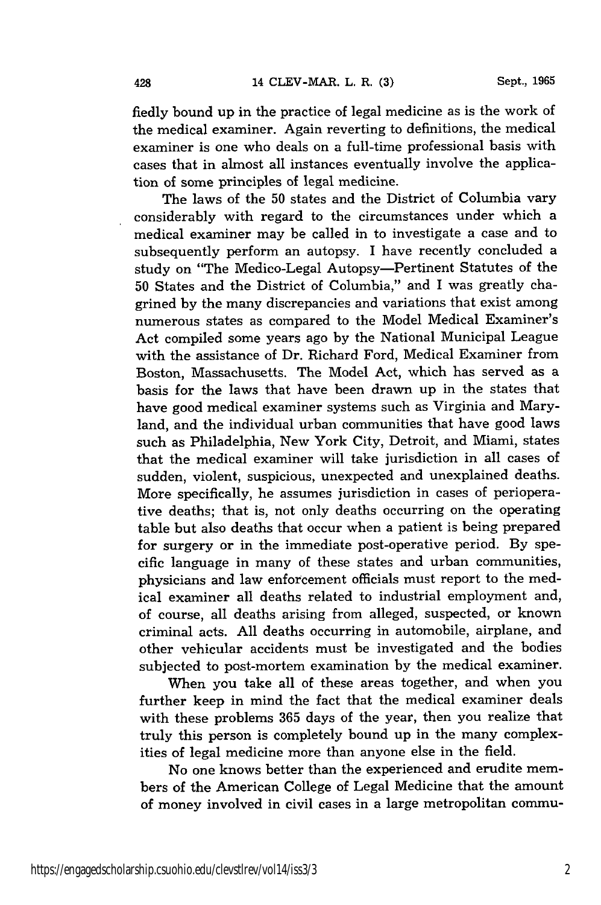fiedly bound up in the practice of legal medicine as is the work of the medical examiner. Again reverting to definitions, the medical examiner is one who deals on a full-time professional basis with cases that in almost all instances eventually involve the application of some principles of legal medicine.

The laws of the 50 states and the District of Columbia vary considerably with regard to the circumstances under which a medical examiner may be called in to investigate a case and to subsequently perform an autopsy. I have recently concluded a study on "The Medico-Legal Autopsy—Pertinent Statutes of the 50 States and the District of Columbia," and I was greatly chagrined by the many discrepancies and variations that exist among numerous states as compared to the Model Medical Examiner's Act compiled some years ago by the National Municipal League with the assistance of Dr. Richard Ford, Medical Examiner from Boston, Massachusetts. The Model Act, which has served as a basis for the laws that have been drawn up in the states that have good medical examiner systems such as Virginia and Maryland, and the individual urban communities that have good laws such as Philadelphia, New York City, Detroit, and Miami, states that the medical examiner will take jurisdiction in all cases of sudden, violent, suspicious, unexpected and unexplained deaths. More specifically, he assumes jurisdiction in cases of perioperative deaths; that is, not only deaths occurring on the operating table but also deaths that occur when a patient is being prepared for surgery or in the immediate post-operative period. By specific language in many of these states and urban communities, physicians and law enforcement officials must report to the medical examiner all deaths related to industrial employment and, of course, all deaths arising from alleged, suspected, or known criminal acts. All deaths occurring in automobile, airplane, and other vehicular accidents must be investigated and the bodies subjected to post-mortem examination by the medical examiner.

When you take all of these areas together, and when you further keep in mind the fact that the medical examiner deals with these problems 365 days of the year, then you realize that truly this person is completely bound up in the many complexities of legal medicine more than anyone else in the field.

No one knows better than the experienced and erudite members of the American College of Legal Medicine that the amount of money involved in civil cases in a large metropolitan commu-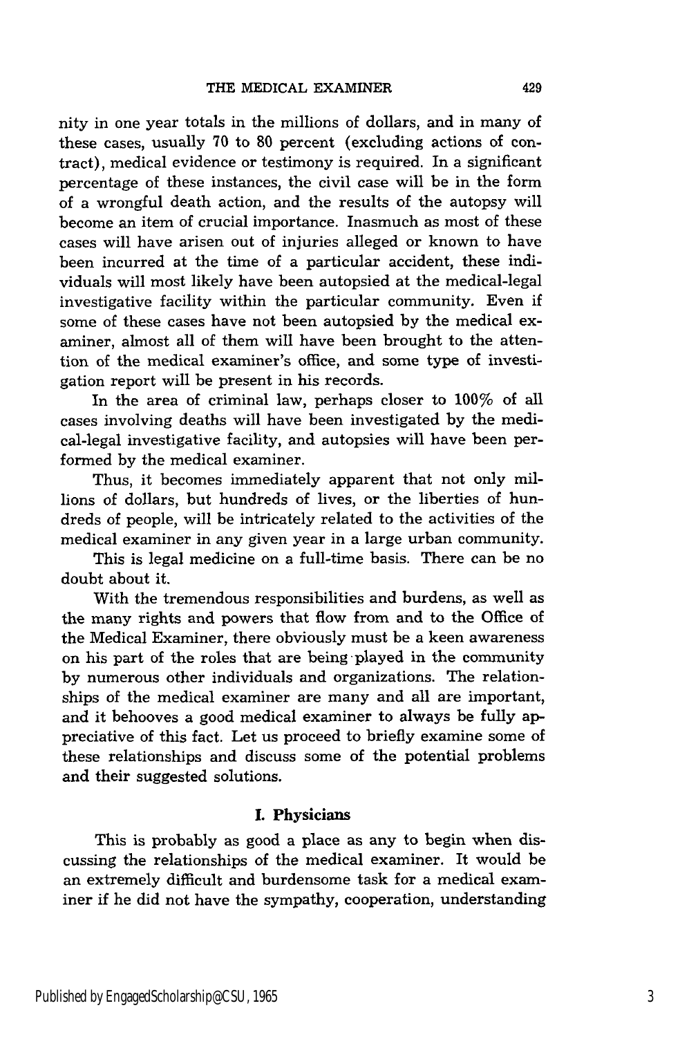nity in one year totals in the millions of dollars, and in many of these cases, usually 70 to 80 percent (excluding actions of contract), medical evidence or testimony is required. In a significant percentage of these instances, the civil case will be in the form of a wrongful death action, and the results of the autopsy will become an item of crucial importance. Inasmuch as most of these cases will have arisen out of injuries alleged or known to have been incurred at the time of a particular accident, these individuals will most likely have been autopsied at the medical-legal investigative facility within the particular community. Even if some of these cases have not been autopsied by the medical examiner, almost all of them will have been brought to the attention of the medical examiner's office, and some type of investigation report will be present in his records.

In the area of criminal law, perhaps closer to 100% of all cases involving deaths will have been investigated by the medical-legal investigative facility, and autopsies will have been performed by the medical examiner.

Thus, it becomes immediately apparent that not only millions of dollars, but hundreds of lives, or the liberties of hundreds of people, will be intricately related to the activities of the medical examiner in any given year in a large urban community.

This is legal medicine on a full-time basis. There can be no doubt about it.

With the tremendous responsibilities and burdens, as well as the many rights and powers that flow from and to the Office of the Medical Examiner, there obviously must be a keen awareness on his part of the roles that are being played in the community by numerous other individuals and organizations. The relationships of the medical examiner are many and all are important, and it behooves a good medical examiner to always be fully appreciative of this fact. Let us proceed to briefly examine some of these relationships and discuss some of the potential problems and their suggested solutions.

### I. Physicians

This is probably as good a place as any to begin when discussing the relationships of the medical examiner. It would be an extremely difficult and burdensome task for a medical examiner if he did not have the sympathy, cooperation, understanding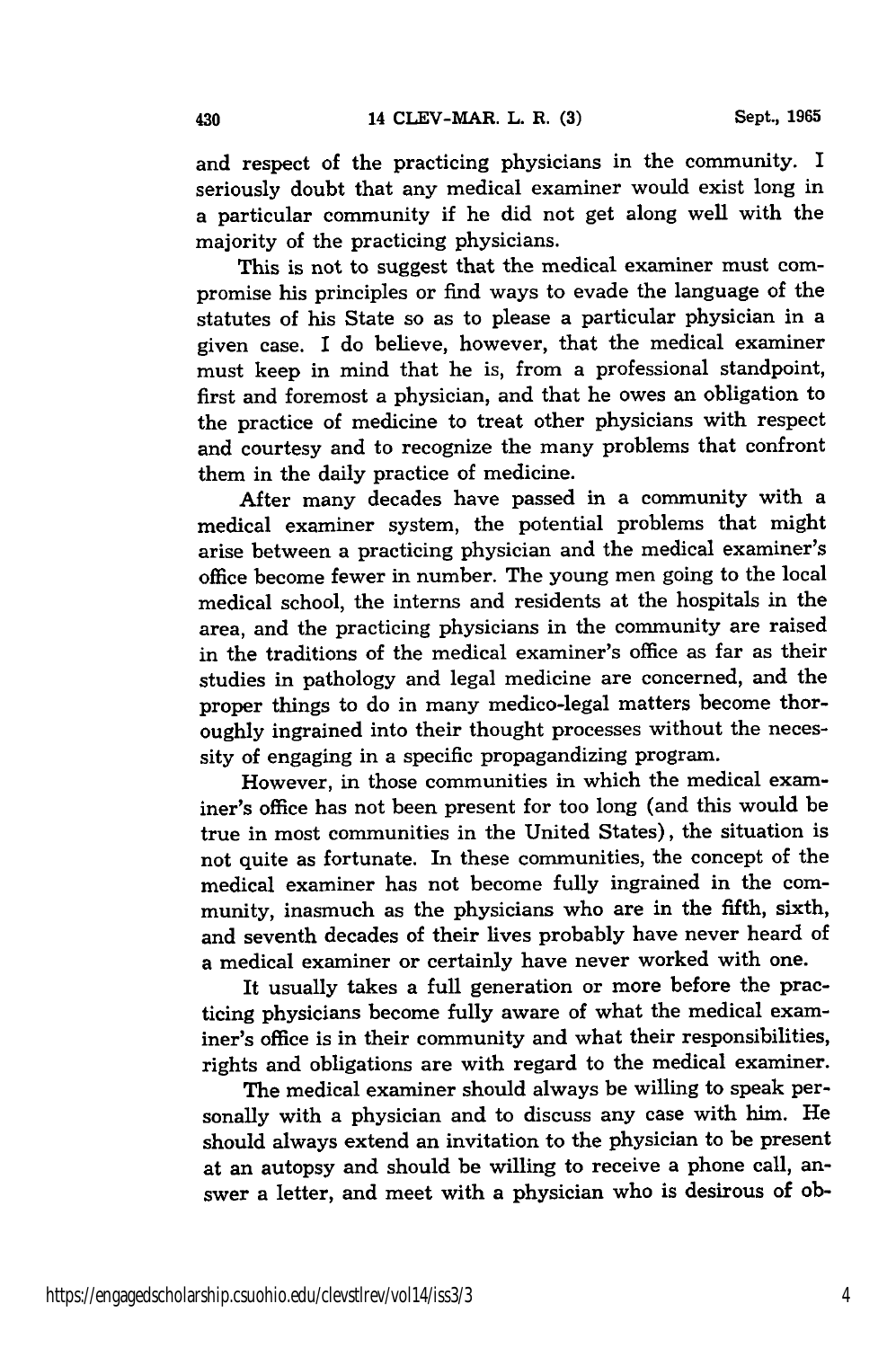and respect of the practicing physicians in the community. I seriously doubt that any medical examiner would exist long in a particular community if he did not get along well with the majority of the practicing physicians.

This is not to suggest that the medical examiner must compromise his principles or find ways to evade the language of the statutes of his State so as to please a particular physician in a given case. I do believe, however, that the medical examiner must keep in mind that he is, from a professional standpoint, first and foremost a physician, and that he owes an obligation to the practice of medicine to treat other physicians with respect and courtesy and to recognize the many problems that confront them in the daily practice of medicine.

After many decades have passed in a community with a medical examiner system, the potential problems that might arise between a practicing physician and the medical examiner's office become fewer in number. The young men going to the local medical school, the interns and residents at the hospitals in the area, and the practicing physicians in the community are raised in the traditions of the medical examiner's office as far as their studies in pathology and legal medicine are concerned, and the proper things to do in many medico-legal matters become thoroughly ingrained into their thought processes without the necessity of engaging in a specific propagandizing program.

However, in those communities in which the medical examiner's office has not been present for too long (and this would be true in most communities in the United States), the situation is not quite as fortunate. In these communities, the concept of the medical examiner has not become fully ingrained in the community, inasmuch as the physicians who are in the fifth, sixth, and seventh decades of their lives probably have never heard of a medical examiner or certainly have never worked with one.

It usually takes a full generation or more before the practicing physicians become fully aware of what the medical examiner's office is in their community and what their responsibilities, rights and obligations are with regard to the medical examiner.

The medical examiner should always be willing to speak personally with a physician and to discuss any case with him. He should always extend an invitation to the physician to be present at an autopsy and should be willing to receive a phone call, answer a letter, and meet with a physician who is desirous of ob-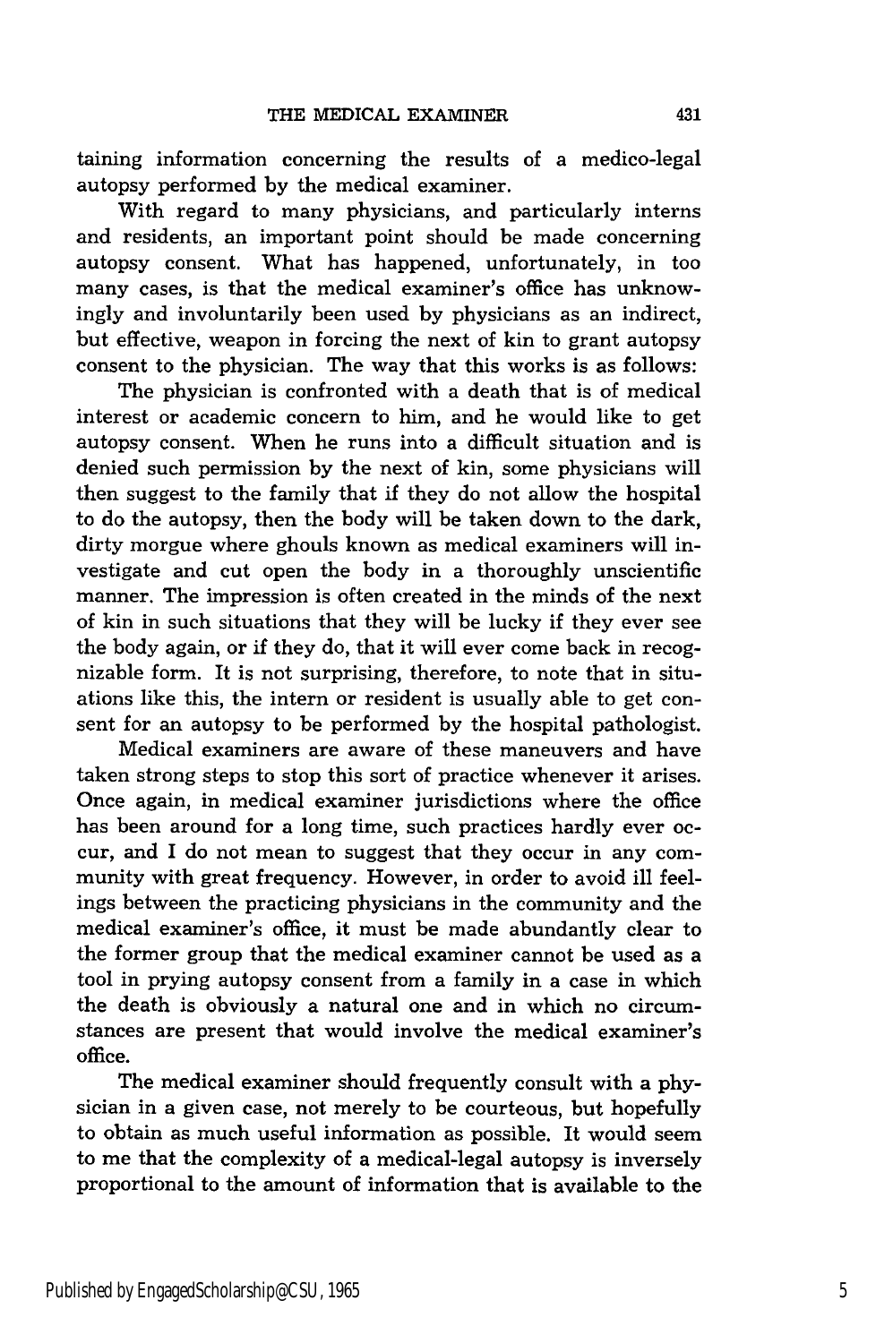taining information concerning the results of a medico-legal autopsy performed by the medical examiner.

With regard to many physicians, and particularly interns and residents, an important point should be made concerning autopsy consent. What has happened, unfortunately, in too many cases, is that the medical examiner's office has unknowingly and involuntarily been used by physicians as an indirect, but effective, weapon in forcing the next of kin to grant autopsy consent to the physician. The way that this works is as follows:

The physician is confronted with a death that is of medical interest or academic concern to him, and he would like to get autopsy consent. When he runs into a difficult situation and is denied such permission by the next of kin, some physicians will then suggest to the family that if they do not allow the hospital to do the autopsy, then the body will be taken down to the dark, dirty morgue where ghouls known as medical examiners will investigate and cut open the body in a thoroughly unscientific manner. The impression is often created in the minds of the next of kin in such situations that they will be lucky if they ever see the body again, or if they do, that it will ever come back in recognizable form. It is not surprising, therefore, to note that in situations like this, the intern or resident is usually able to get consent for an autopsy to be performed by the hospital pathologist.

Medical examiners are aware of these maneuvers and have taken strong steps to stop this sort of practice whenever it arises. Once again, in medical examiner jurisdictions where the office has been around for a long time, such practices hardly ever occur, and I do not mean to suggest that they occur in any community with great frequency. However, in order to avoid ill feelings between the practicing physicians in the community and the medical examiner's office, it must be made abundantly clear to the former group that the medical examiner cannot be used as a tool in prying autopsy consent from a family in a case in which the death is obviously a natural one and in which no circumstances are present that would involve the medical examiner's office.

The medical examiner should frequently consult with a physician in a given case, not merely to be courteous, but hopefully to obtain as much useful information as possible. It would seem to me that the complexity of a medical-legal autopsy is inversely proportional to the amount of information that is available to the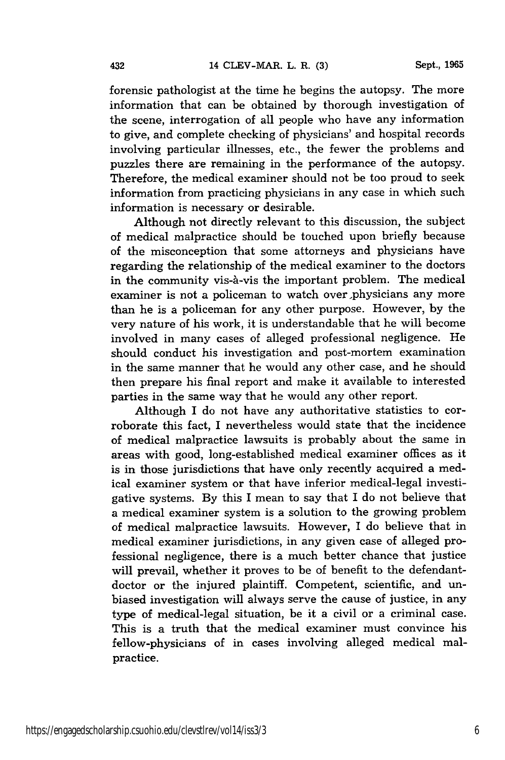forensic pathologist at the time he begins the autopsy. The more information that can be obtained by thorough investigation of the scene, interrogation of all people who have any information to give, and complete checking of physicians' and hospital records involving particular illnesses, etc., the fewer the problems and puzzles there are remaining in the performance of the autopsy. Therefore, the medical examiner should not be too proud to seek information from practicing physicians in any case in which such information is necessary or desirable.

Although not directly relevant to this discussion, the subject of medical malpractice should be touched upon briefly because of the misconception that some attorneys and physicians have regarding the relationship of the medical examiner to the doctors in the community vis-à-vis the important problem. The medical examiner is not a policeman to watch over physicians any more than he is a policeman for any other purpose. However, by the very nature of his work, it is understandable that he will become involved in many cases of alleged professional negligence. He should conduct his investigation and post-mortem examination in the same manner that he would any other case, and he should then prepare his final report and make it available to interested parties in the same way that he would any other report.

Although I do not have any authoritative statistics to corroborate this fact, I nevertheless would state that the incidence of medical malpractice lawsuits is probably about the same in areas with good, long-established medical examiner offices as it is in those jurisdictions that have only recently acquired a medical examiner system or that have inferior medical-legal investigative systems. By this I mean to say that I do not believe that a medical examiner system is a solution to the growing problem of medical malpractice lawsuits. However, I do believe that in medical examiner jurisdictions, in any given case of alleged professional negligence, there is a much better chance that justice will prevail, whether it proves to be of benefit to the defendant-doctor or the injured plaintiff. Competent, scientific, and unbiased investigation will always serve the cause of justice, in any type of medical-legal situation, be it a civil or a criminal case. This is a truth that the medical examiner must convince his fellow-physicians of in cases involving alleged medical malpractice.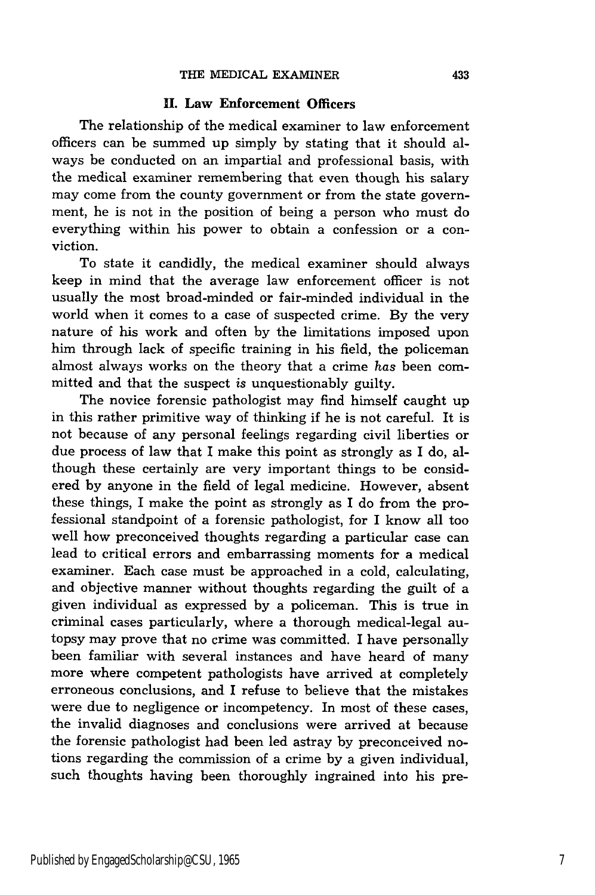## II. Law Enforcement Officers

The relationship of the medical examiner to law enforcement officers can be summed up simply by stating that it should always be conducted on an impartial and professional basis, with the medical examiner remembering that even though his salary may come from the county government or from the state government, he is not in the position of being a person who must do everything within his power to obtain a confession or a conviction.

To state it candidly, the medical examiner should always keep in mind that the average law enforcement officer is not usually the most broad-minded or fair-minded individual in the world when it comes to a case of suspected crime. By the very nature of his work and often by the limitations imposed upon him through lack of specific training in his field, the policeman almost always works on the theory that a crime *has* been committed and that the suspect *is* unquestionably guilty.

The novice forensic pathologist may find himself caught up in this rather primitive way of thinking if he is not careful. It is not because of any personal feelings regarding civil liberties or due process of law that I make this point as strongly as I do, although these certainly are very important things to be considered by anyone in the field of legal medicine. However, absent these things, I make the point as strongly as I do from the professional standpoint of a forensic pathologist, for I know all too well how preconceived thoughts regarding a particular case can lead to critical errors and embarrassing moments for a medical examiner. Each case must be approached in a cold, calculating, and objective manner without thoughts regarding the guilt of a given individual as expressed by a policeman. This is true in criminal cases particularly, where a thorough medical-legal autopsy may prove that no crime was committed. I have personally been familiar with several instances and have heard of many more where competent pathologists have arrived at completely erroneous conclusions, and I refuse to believe that the mistakes were due to negligence or incompetency. In most of these cases, the invalid diagnoses and conclusions were arrived at because the forensic pathologist had been led astray by preconceived notions regarding the commission of a crime by a given individual, such thoughts having been thoroughly ingrained into his pre-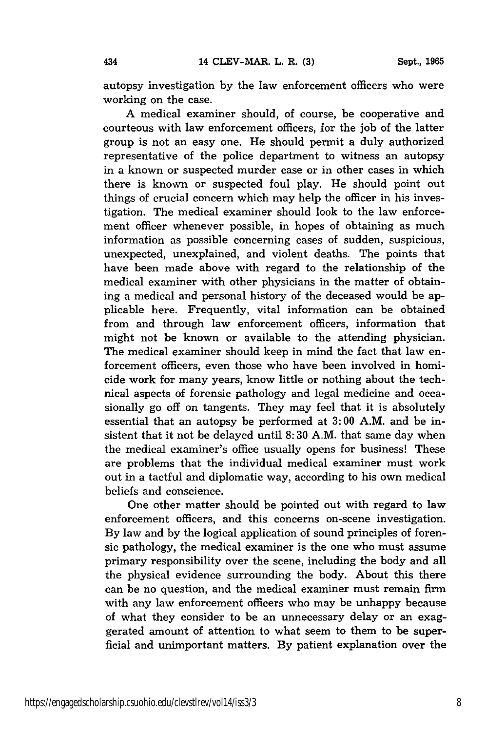autopsy investigation by the law enforcement officers who were working on the case.

A medical examiner should, of course, be cooperative and courteous with law enforcement officers, for the job of the latter group is not an easy one. He should permit a duly authorized representative of the police department to witness an autopsy in a known or suspected murder case or in other cases in which there is known or suspected foul play. He should point out things of crucial concern which may help the officer in his investigation. The medical examiner should look to the law enforcement officer whenever possible, in hopes of obtaining as much information as possible concerning cases of sudden, suspicious, unexpected, unexplained, and violent deaths. The points that have been made above with regard to the relationship of the medical examiner with other physicians in the matter of obtaining a medical and personal history of the deceased would be applicable here. Frequently, vital information can be obtained from and through law enforcement officers, information that might not be known or available to the attending physician. The medical examiner should keep in mind the fact that law enforcement officers, even those who have been involved in homicide work for many years, know little or nothing about the technical aspects of forensic pathology and legal medicine and occasionally go off on tangents. They may feel that it is absolutely essential that an autopsy be performed at 3:00 A.M. and be insistent that it not be delayed until 8:30 A.M. that same day when the medical examiner's office usually opens for business! These are problems that the individual medical examiner must work out in a tactful and diplomatic way, according to his own medical beliefs and conscience.

One other matter should be pointed out with regard to law enforcement officers, and this concerns on-scene investigation. By law and by the logical application of sound principles of forensic pathology, the medical examiner is the one who must assume primary responsibility over the scene, including the body and all the physical evidence surrounding the body. About this there can be no question, and the medical examiner must remain firm with any law enforcement officers who may be unhappy because of what they consider to be an unnecessary delay or an exaggerated amount of attention to what seem to them to be superficial and unimportant matters. By patient explanation over the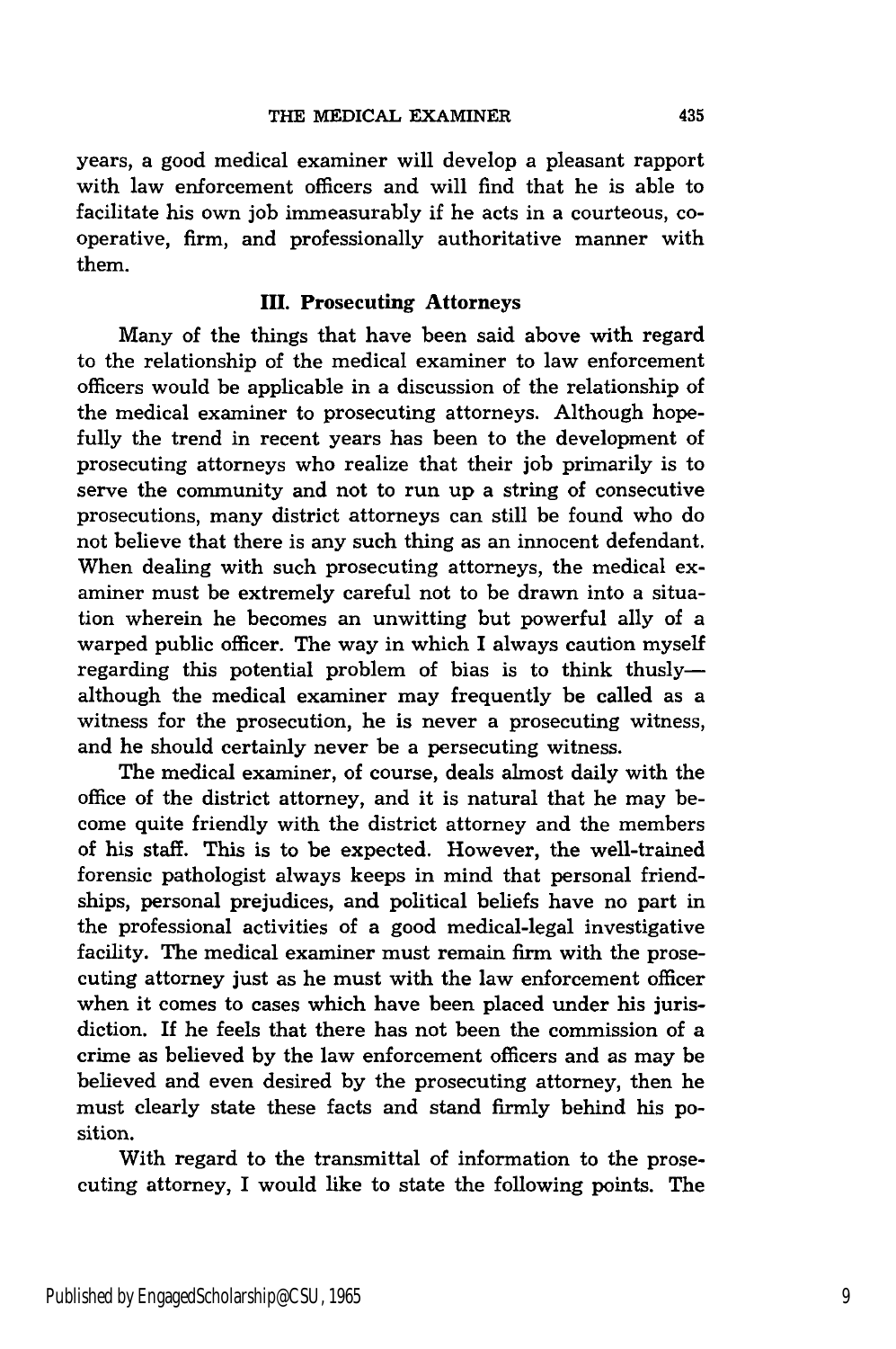years, a good medical examiner will develop a pleasant rapport with law enforcement officers and will find that he is able to facilitate his own job immeasurably if he acts in a courteous, cooperative, firm, and professionally authoritative manner with them.

### III. Prosecuting Attorneys

Many of the things that have been said above with regard to the relationship of the medical examiner to law enforcement officers would be applicable in a discussion of the relationship of the medical examiner to prosecuting attorneys. Although hopefully the trend in recent years has been to the development of prosecuting attorneys who realize that their job primarily is to serve the community and not to run up a string of consecutive prosecutions, many district attorneys can still be found who do not believe that there is any such thing as an innocent defendant. When dealing with such prosecuting attorneys, the medical examiner must be extremely careful not to be drawn into a situation wherein he becomes an unwitting but powerful ally of a warped public officer. The way in which I always caution myself regarding this potential problem of bias is to think thusly—although the medical examiner may frequently be called as a witness for the prosecution, he is never a prosecuting witness, and he should certainly never be a persecuting witness.

The medical examiner, of course, deals almost daily with the office of the district attorney, and it is natural that he may become quite friendly with the district attorney and the members of his staff. This is to be expected. However, the well-trained forensic pathologist always keeps in mind that personal friendships, personal prejudices, and political beliefs have no part in the professional activities of a good medical-legal investigative facility. The medical examiner must remain firm with the prosecuting attorney just as he must with the law enforcement officer when it comes to cases which have been placed under his jurisdiction. If he feels that there has not been the commission of a crime as believed by the law enforcement officers and as may be believed and even desired by the prosecuting attorney, then he must clearly state these facts and stand firmly behind his position.

With regard to the transmittal of information to the prosecuting attorney, I would like to state the following points. The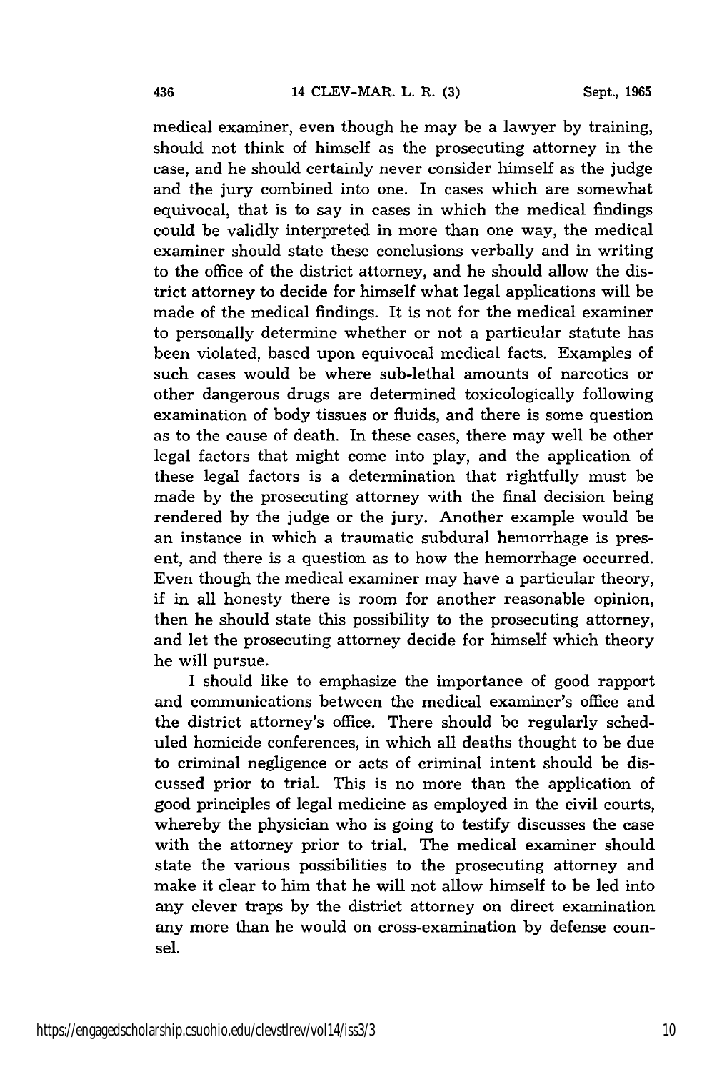medical examiner, even though he may be a lawyer by training, should not think of himself as the prosecuting attorney in the case, and he should certainly never consider himself as the judge and the jury combined into one. In cases which are somewhat equivocal, that is to say in cases in which the medical findings could be validly interpreted in more than one way, the medical examiner should state these conclusions verbally and in writing to the office of the district attorney, and he should allow the district attorney to decide for himself what legal applications will be made of the medical findings. It is not for the medical examiner to personally determine whether or not a particular statute has been violated, based upon equivocal medical facts. Examples of such cases would be where sub-lethal amounts of narcotics or other dangerous drugs are determined toxicologically following examination of body tissues or fluids, and there is some question as to the cause of death. In these cases, there may well be other legal factors that might come into play, and the application of these legal factors is a determination that rightfully must be made by the prosecuting attorney with the final decision being rendered by the judge or the jury. Another example would be an instance in which a traumatic subdural hemorrhage is present, and there is a question as to how the hemorrhage occurred. Even though the medical examiner may have a particular theory, if in all honesty there is room for another reasonable opinion, then he should state this possibility to the prosecuting attorney, and let the prosecuting attorney decide for himself which theory he will pursue.

I should like to emphasize the importance of good rapport and communications between the medical examiner's office and the district attorney's office. There should be regularly scheduled homicide conferences, in which all deaths thought to be due to criminal negligence or acts of criminal intent should be discussed prior to trial. This is no more than the application of good principles of legal medicine as employed in the civil courts, whereby the physician who is going to testify discusses the case with the attorney prior to trial. The medical examiner should state the various possibilities to the prosecuting attorney and make it clear to him that he will not allow himself to be led into any clever traps by the district attorney on direct examination any more than he would on cross-examination by defense counsel.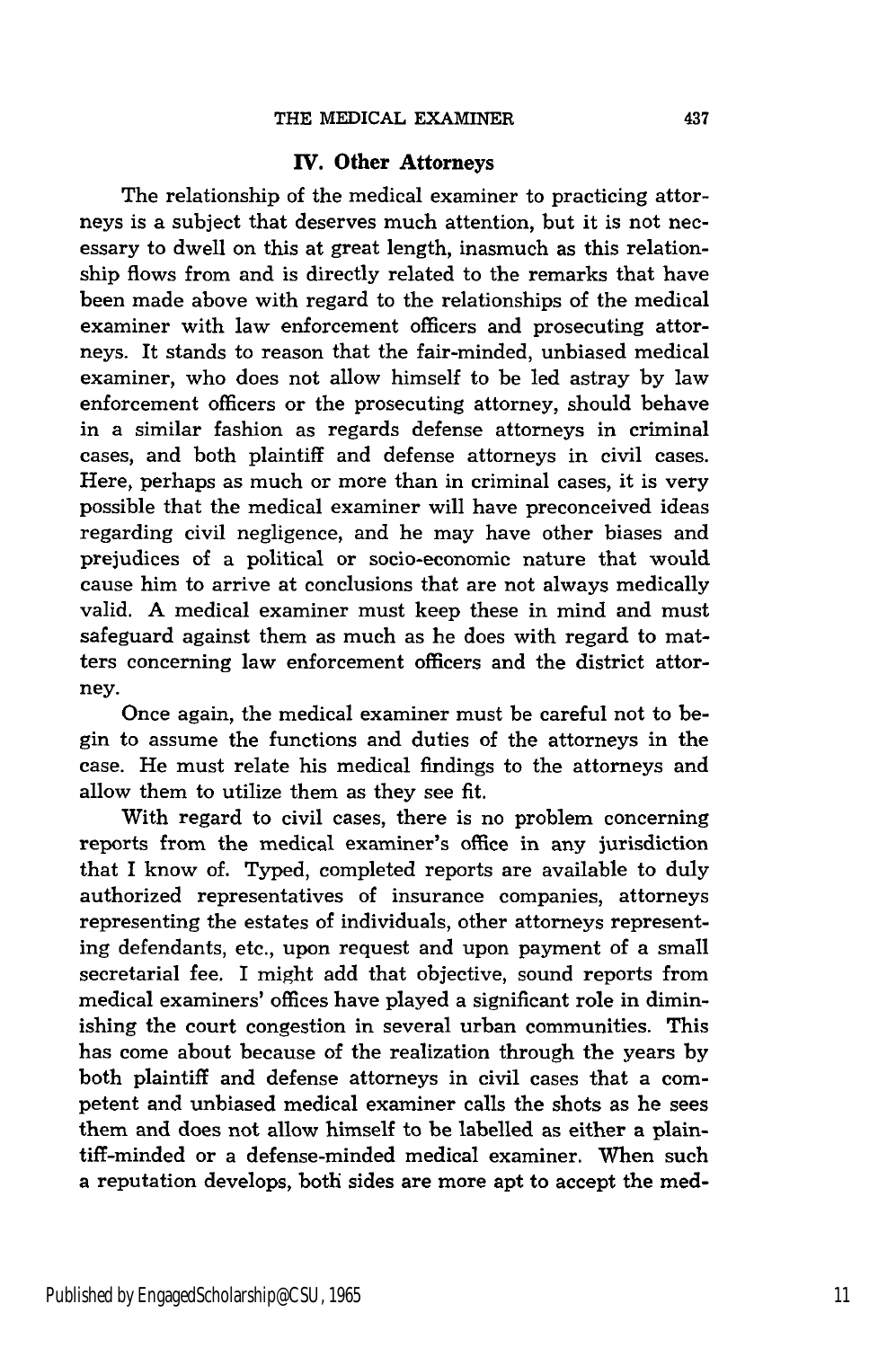## IV. Other Attorneys

The relationship of the medical examiner to practicing attorneys is a subject that deserves much attention, but it is not necessary to dwell on this at great length, inasmuch as this relationship flows from and is directly related to the remarks that have been made above with regard to the relationships of the medical examiner with law enforcement officers and prosecuting attorneys. It stands to reason that the fair-minded, unbiased medical examiner, who does not allow himself to be led astray by law enforcement officers or the prosecuting attorney, should behave in a similar fashion as regards defense attorneys in criminal cases, and both plaintiff and defense attorneys in civil cases. Here, perhaps as much or more than in criminal cases, it is very possible that the medical examiner will have preconceived ideas regarding civil negligence, and he may have other biases and prejudices of a political or socio-economic nature that would cause him to arrive at conclusions that are not always medically valid. A medical examiner must keep these in mind and must safeguard against them as much as he does with regard to matters concerning law enforcement officers and the district attorney.

Once again, the medical examiner must be careful not to begin to assume the functions and duties of the attorneys in the case. He must relate his medical findings to the attorneys and allow them to utilize them as they see fit.

With regard to civil cases, there is no problem concerning reports from the medical examiner's office in any jurisdiction that I know of. Typed, completed reports are available to duly authorized representatives of insurance companies, attorneys representing the estates of individuals, other attorneys representing defendants, etc., upon request and upon payment of a small secretarial fee. I might add that objective, sound reports from medical examiners' offices have played a significant role in diminishing the court congestion in several urban communities. This has come about because of the realization through the years by both plaintiff and defense attorneys in civil cases that a competent and unbiased medical examiner calls the shots as he sees them and does not allow himself to be labelled as either a plaintiff-minded or a defense-minded medical examiner. When such a reputation develops, both sides are more apt to accept the med-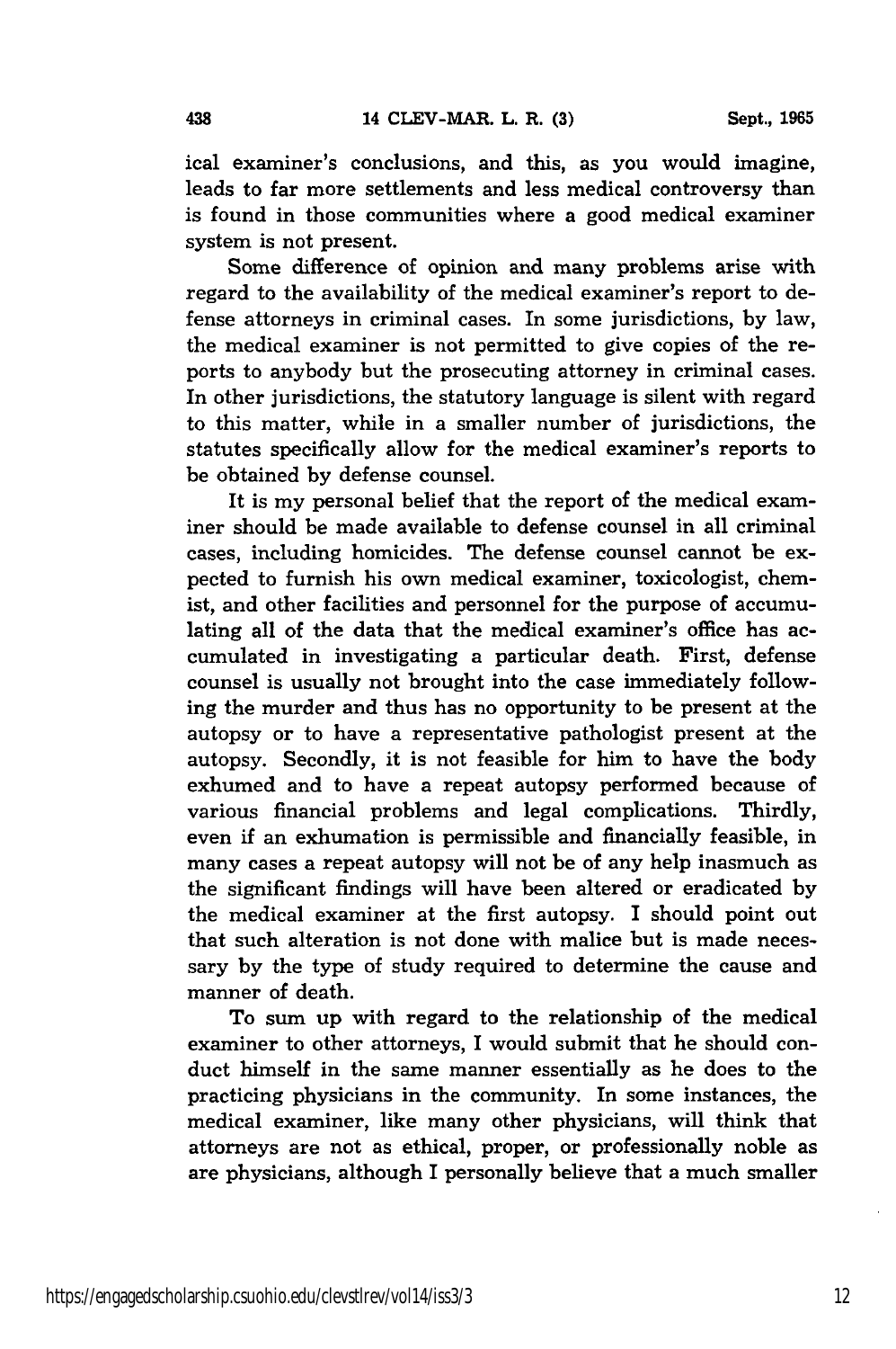ical examiner's conclusions, and this, as you would imagine, leads to far more settlements and less medical controversy than is found in those communities where a good medical examiner system is not present.

Some difference of opinion and many problems arise with regard to the availability of the medical examiner's report to defense attorneys in criminal cases. In some jurisdictions, by law, the medical examiner is not permitted to give copies of the reports to anybody but the prosecuting attorney in criminal cases. In other jurisdictions, the statutory language is silent with regard to this matter, while in a smaller number of jurisdictions, the statutes specifically allow for the medical examiner's reports to be obtained by defense counsel.

It is my personal belief that the report of the medical examiner should be made available to defense counsel in all criminal cases, including homicides. The defense counsel cannot be expected to furnish his own medical examiner, toxicologist, chemist, and other facilities and personnel for the purpose of accumulating all of the data that the medical examiner's office has accumulated in investigating a particular death. First, defense counsel is usually not brought into the case immediately following the murder and thus has no opportunity to be present at the autopsy or to have a representative pathologist present at the autopsy. Secondly, it is not feasible for him to have the body exhumed and to have a repeat autopsy performed because of various financial problems and legal complications. Thirdly, even if an exhumation is permissible and financially feasible, in many cases a repeat autopsy will not be of any help inasmuch as the significant findings will have been altered or eradicated by the medical examiner at the first autopsy. I should point out that such alteration is not done with malice but is made necessary by the type of study required to determine the cause and manner of death.

To sum up with regard to the relationship of the medical examiner to other attorneys, I would submit that he should conduct himself in the same manner essentially as he does to the practicing physicians in the community. In some instances, the medical examiner, like many other physicians, will think that attorneys are not as ethical, proper, or professionally noble as are physicians, although I personally believe that a much smaller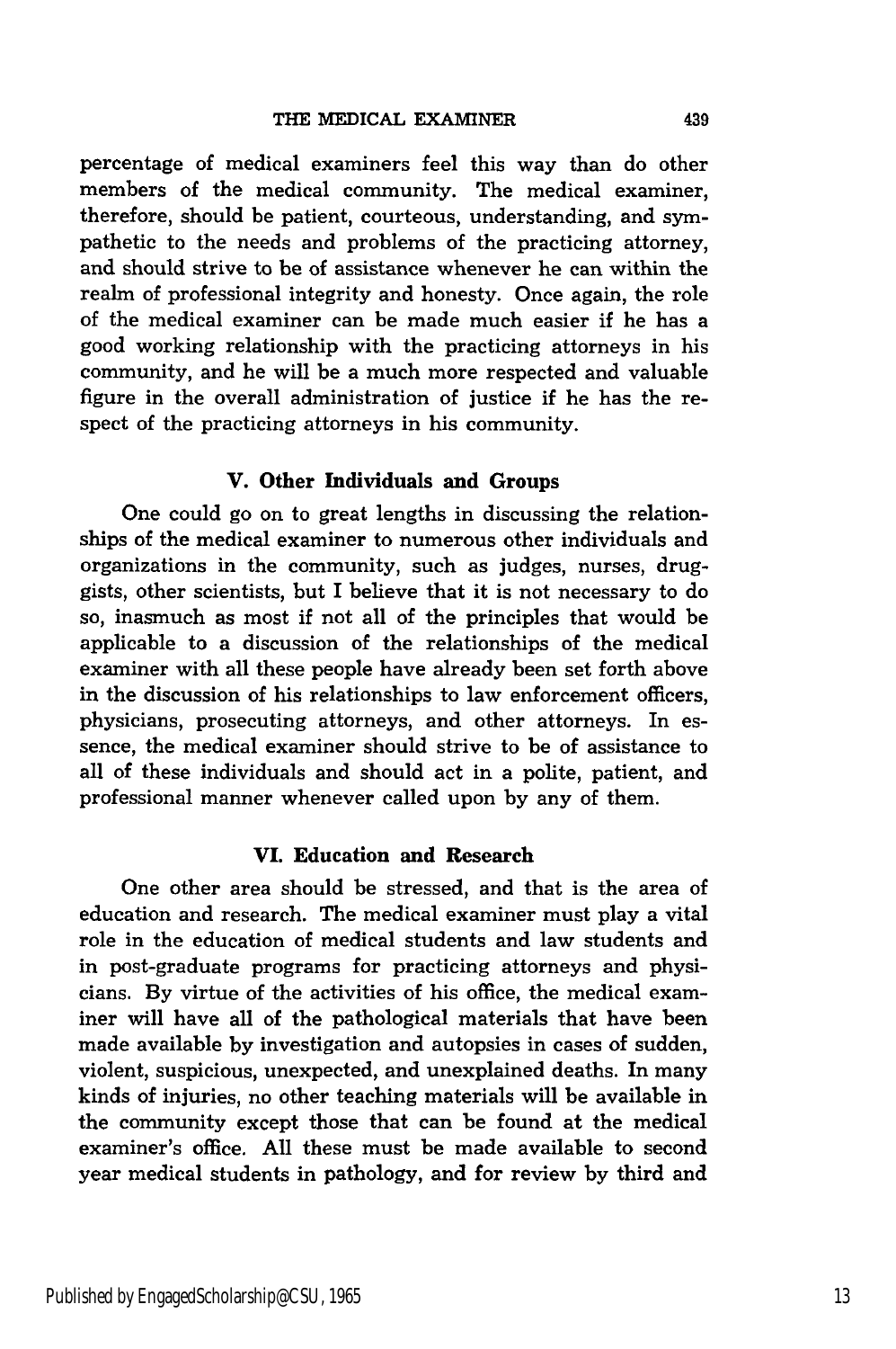percentage of medical examiners feel this way than do other members of the medical community. The medical examiner, therefore, should be patient, courteous, understanding, and sympathetic to the needs and problems of the practicing attorney, and should strive to be of assistance whenever he can within the realm of professional integrity and honesty. Once again, the role of the medical examiner can be made much easier if he has a good working relationship with the practicing attorneys in his community, and he will be a much more respected and valuable figure in the overall administration of justice if he has the respect of the practicing attorneys in his community.

### V. Other Individuals and Groups

One could go on to great lengths in discussing the relationships of the medical examiner to numerous other individuals and organizations in the community, such as judges, nurses, druggists, other scientists, but I believe that it is not necessary to do so, inasmuch as most if not all of the principles that would be applicable to a discussion of the relationships of the medical examiner with all these people have already been set forth above in the discussion of his relationships to law enforcement officers, physicians, prosecuting attorneys, and other attorneys. In essence, the medical examiner should strive to be of assistance to all of these individuals and should act in a polite, patient, and professional manner whenever called upon by any of them.

### VI. Education and Research

One other area should be stressed, and that is the area of education and research. The medical examiner must play a vital role in the education of medical students and law students and in post-graduate programs for practicing attorneys and physicians. By virtue of the activities of his office, the medical examiner will have all of the pathological materials that have been made available by investigation and autopsies in cases of sudden, violent, suspicious, unexpected, and unexplained deaths. In many kinds of injuries, no other teaching materials will be available in the community except those that can be found at the medical examiner's office. All these must be made available to second year medical students in pathology, and for review by third and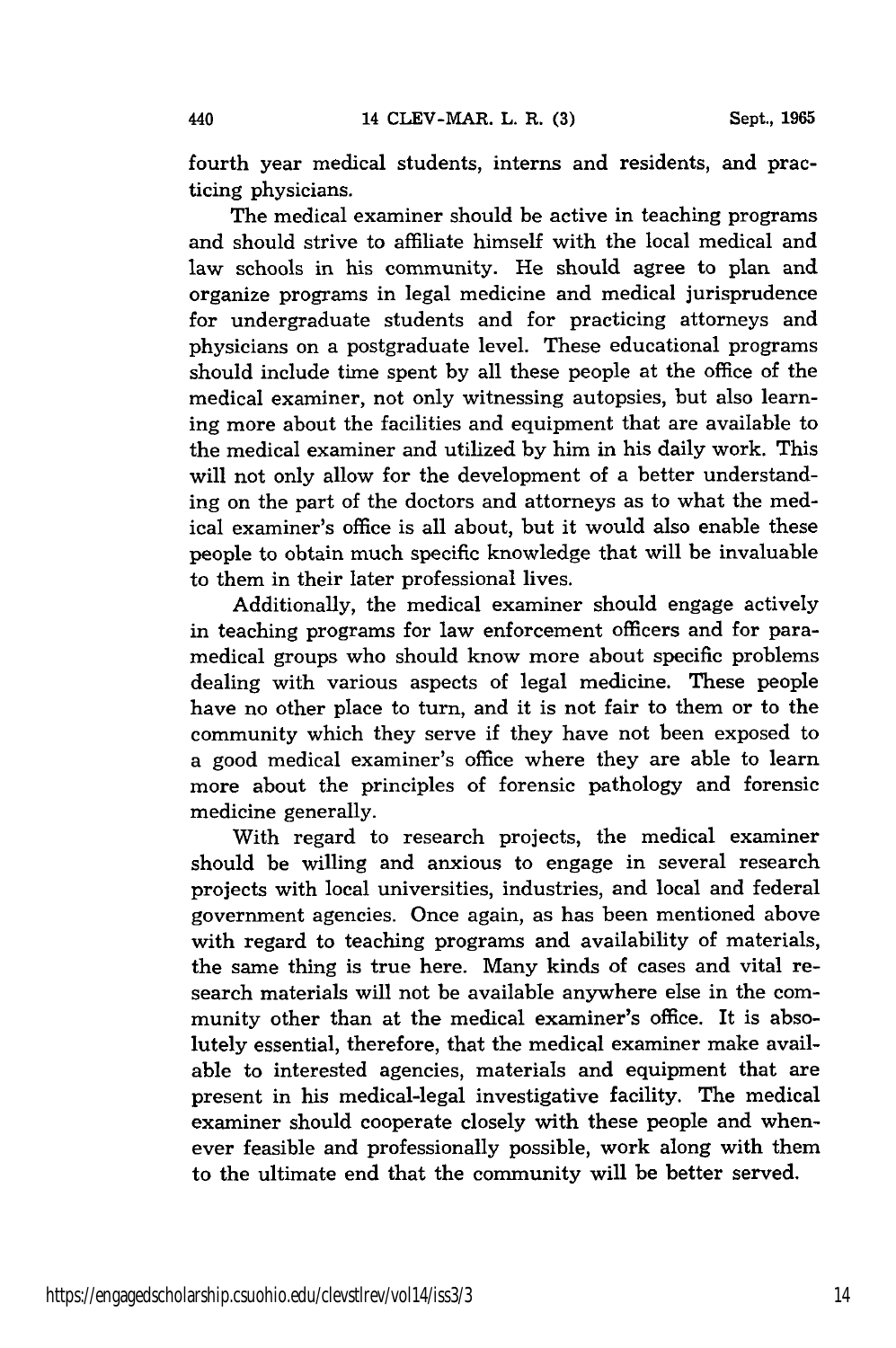fourth year medical students, interns and residents, and practicing physicians.

The medical examiner should be active in teaching programs and should strive to affiliate himself with the local medical and law schools in his community. He should agree to plan and organize programs in legal medicine and medical jurisprudence for undergraduate students and for practicing attorneys and physicians on a postgraduate level. These educational programs should include time spent by all these people at the office of the medical examiner, not only witnessing autopsies, but also learning more about the facilities and equipment that are available to the medical examiner and utilized by him in his daily work. This will not only allow for the development of a better understanding on the part of the doctors and attorneys as to what the medical examiner's office is all about, but it would also enable these people to obtain much specific knowledge that will be invaluable to them in their later professional lives.

Additionally, the medical examiner should engage actively in teaching programs for law enforcement officers and for paramedical groups who should know more about specific problems dealing with various aspects of legal medicine. These people have no other place to turn, and it is not fair to them or to the community which they serve if they have not been exposed to a good medical examiner's office where they are able to learn more about the principles of forensic pathology and forensic medicine generally.

With regard to research projects, the medical examiner should be willing and anxious to engage in several research projects with local universities, industries, and local and federal government agencies. Once again, as has been mentioned above with regard to teaching programs and availability of materials, the same thing is true here. Many kinds of cases and vital research materials will not be available anywhere else in the community other than at the medical examiner's office. It is absolutely essential, therefore, that the medical examiner make available to interested agencies, materials and equipment that are present in his medical-legal investigative facility. The medical examiner should cooperate closely with these people and whenever feasible and professionally possible, work along with them to the ultimate end that the community will be better served.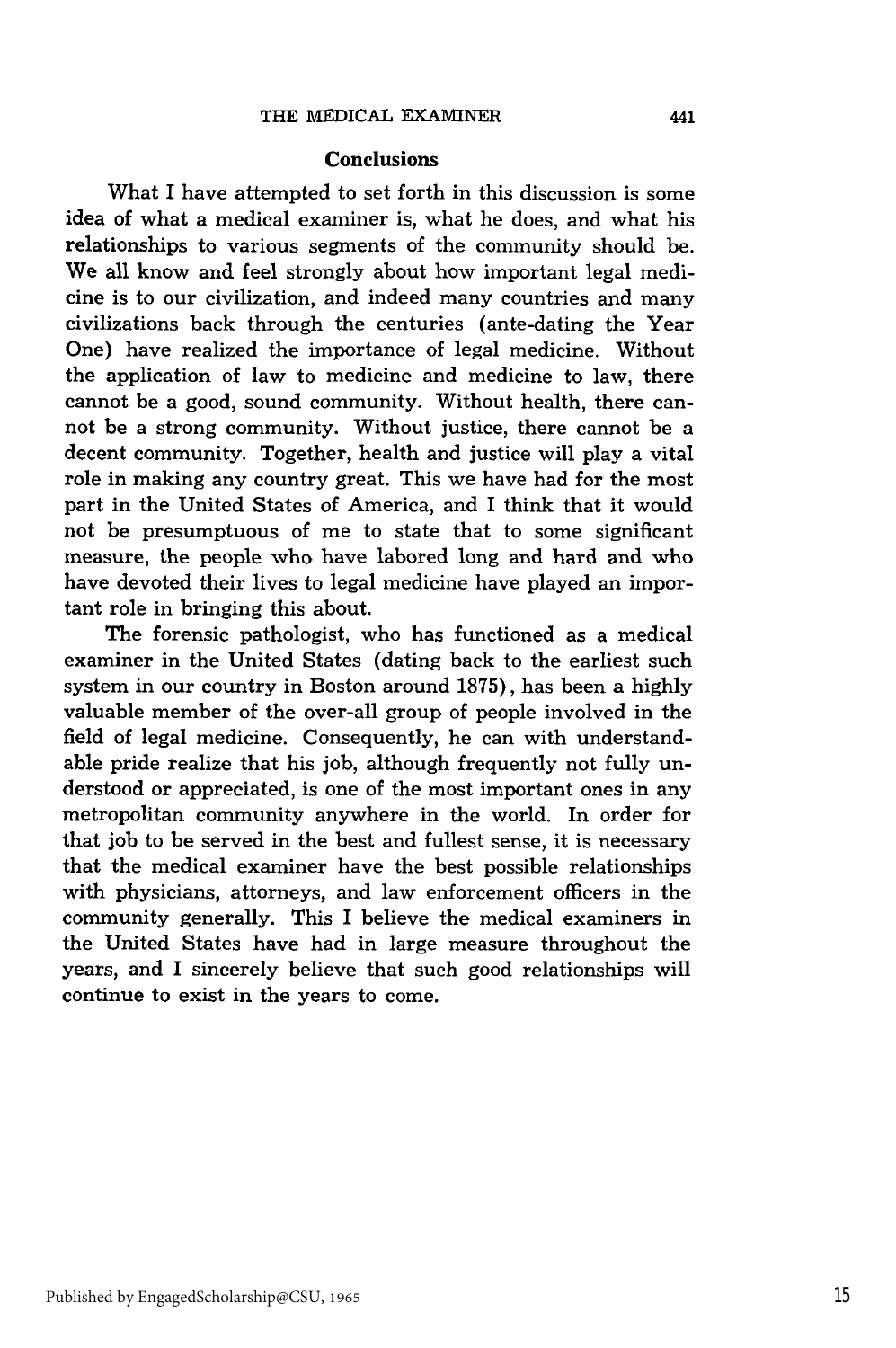## Conclusions

What I have attempted to set forth in this discussion is some idea of what a medical examiner is, what he does, and what his relationships to various segments of the community should be. We all know and feel strongly about how important legal medicine is to our civilization, and indeed many countries and many civilizations back through the centuries (ante-dating the Year One) have realized the importance of legal medicine. Without the application of law to medicine and medicine to law, there cannot be a good, sound community. Without health, there cannot be a strong community. Without justice, there cannot be a decent community. Together, health and justice will play a vital role in making any country great. This we have had for the most part in the United States of America, and I think that it would not be presumptuous of me to state that to some significant measure, the people who have labored long and hard and who have devoted their lives to legal medicine have played an important role in bringing this about.

The forensic pathologist, who has functioned as a medical examiner in the United States (dating back to the earliest such system in our country in Boston around 1875), has been a highly valuable member of the over-all group of people involved in the field of legal medicine. Consequently, he can with understandable pride realize that his job, although frequently not fully understood or appreciated, is one of the most important ones in any metropolitan community anywhere in the world. In order for that job to be served in the best and fullest sense, it is necessary that the medical examiner have the best possible relationships with physicians, attorneys, and law enforcement officers in the community generally. This I believe the medical examiners in the United States have had in large measure throughout the years, and I sincerely believe that such good relationships will continue to exist in the years to come.